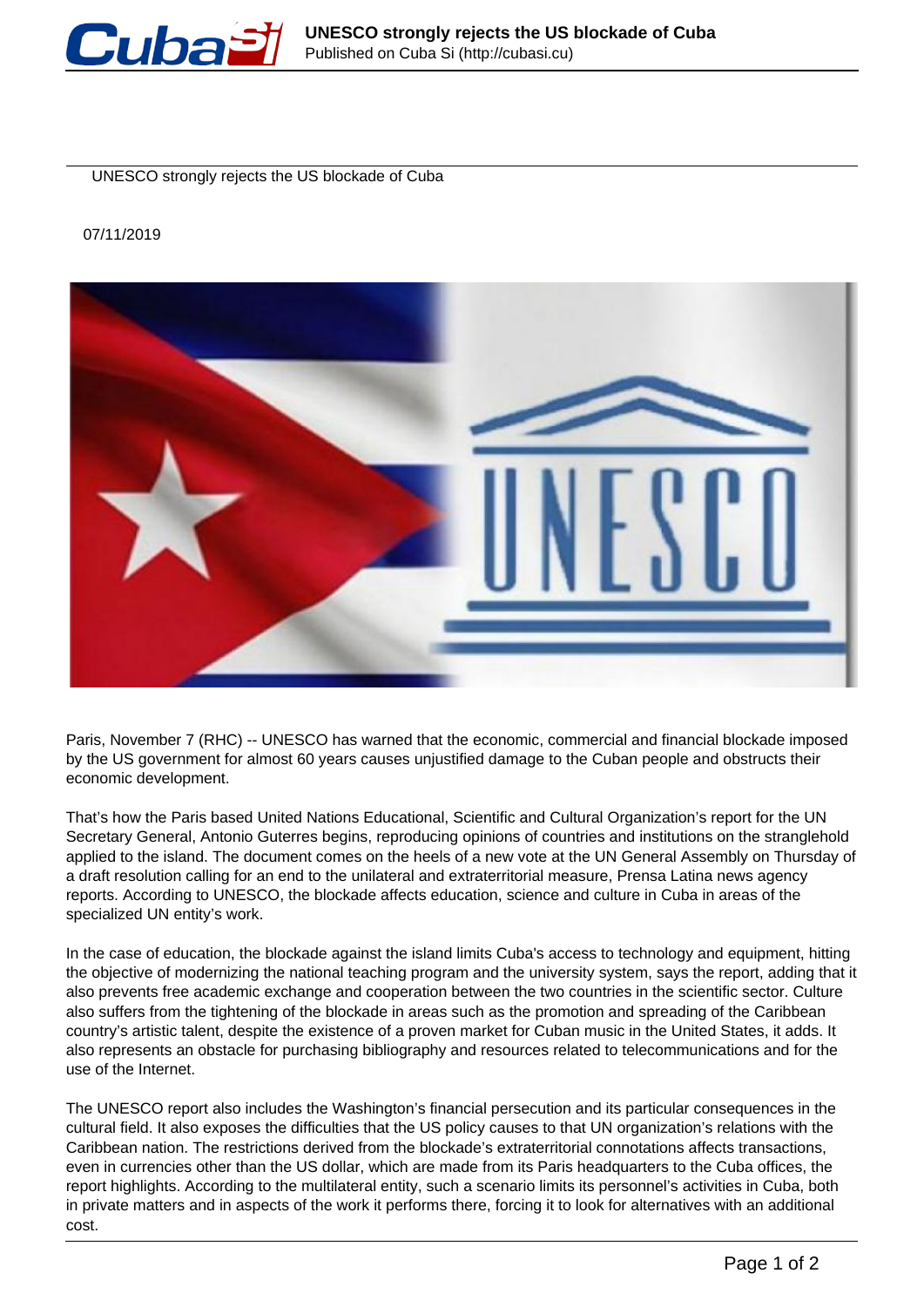# UNESCO strongly rejects the US blockade of Cuba

07/11/2019

Paris, November 7 (RHC) -- UNESCO has warned that the economic, commercial and financial blockade imposed by the US government for almost 60 years causes unjustified damage to the Cuban people and obstructs their economic development.

That's how the Paris based United Nations Educational, Scientific and Cultural Organization's report for the UN Secretary General, Antonio Guterres begins, reproducing opinions of countries and institutions on the stranglehold applied to the island. The document comes on the heels of a new vote at the UN General Assembly on Thursday of a draft resolution calling for an end to the unilateral and extraterritorial measure, Prensa Latina news agency reports. According to UNESCO, the blockade affects education, science and culture in Cuba in areas of the specialized UN entity's work.

In the case of education, the blockade against the island limits Cuba's access to technology and equipment, hitting the objective of modernizing the national teaching program and the university system, says the report, adding that it also prevents free academic exchange and cooperation between the two countries in the scientific sector. Culture also suffers from the tightening of the blockade in areas such as the promotion and spreading of the Caribbean country's artistic talent, despite the existence of a proven market for Cuban music in the United States, it adds. It also represents an obstacle for purchasing bibliography and resources related to telecommunications and for the use of the Internet.

The UNESCO report also includes the Washington's financial persecution and its particular consequences in the cultural field. It also exposes the difficulties that the US policy causes to that UN organization's relations with the Caribbean nation. The restrictions derived from the blockade's extraterritorial connotations affects transactions, even in currencies other than the US dollar, which are made from its Paris headquarters to the Cuba offices, the report highlights. According to the multilateral entity, such a scenario limits its personnel's activities in Cuba, both in private matters and in aspects of the work it performs there, forcing it to look for alternatives with an additional cost.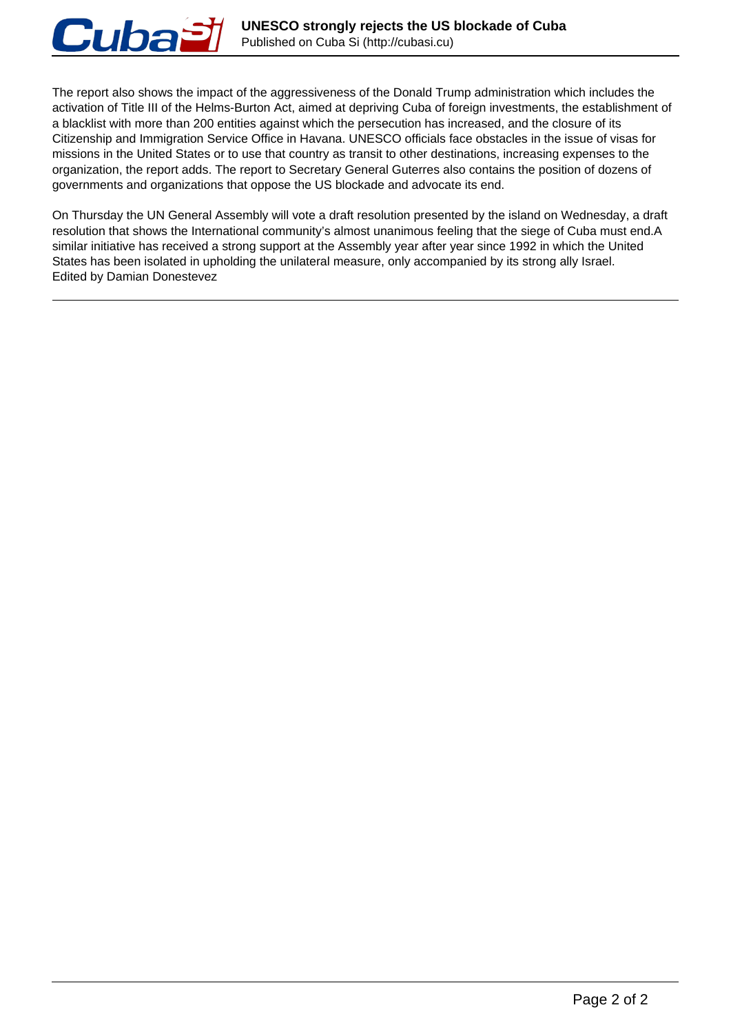The report also shows the impact of the aggressiveness of the Donald Trump administration which includes the activation of Title III of the Helms-Burton Act, aimed at depriving Cuba of foreign investments, the establishment of a blacklist with more than 200 entities against which the persecution has increased, and the closure of its Citizenship and Immigration Service Office in Havana. UNESCO officials face obstacles in the issue of visas for missions in the United States or to use that country as transit to other destinations, increasing expenses to the organization, the report adds. The report to Secretary General Guterres also contains the position of dozens of governments and organizations that oppose the US blockade and advocate its end.

On Thursday the UN General Assembly will vote a draft resolution presented by the island on Wednesday, a draft resolution that shows the International community's almost unanimous feeling that the siege of Cuba must end.A similar initiative has received a strong support at the Assembly year after year since 1992 in which the United States has been isolated in upholding the unilateral measure, only accompanied by its strong ally Israel.
Edited by Damian Donestevez